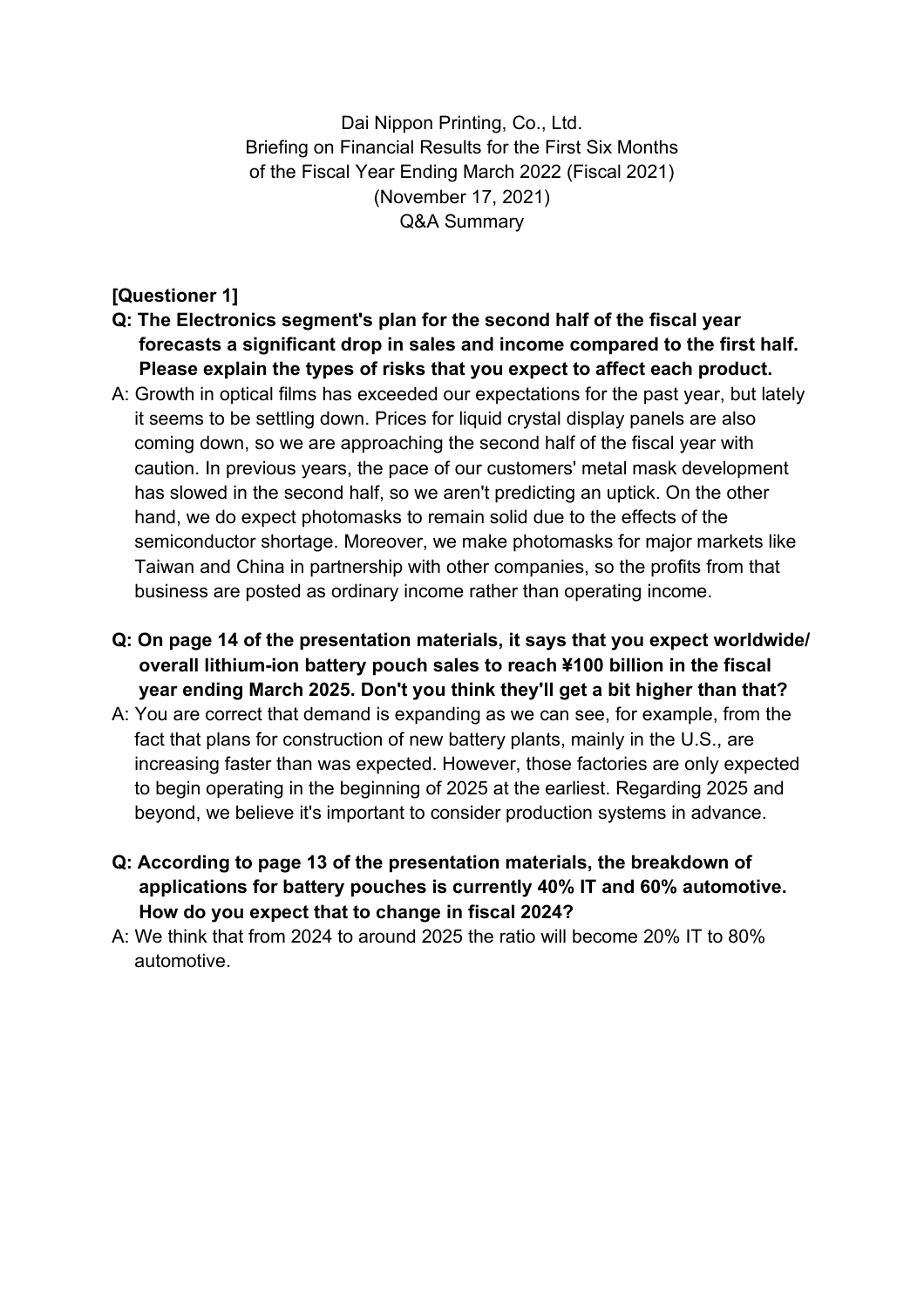Dai Nippon Printing, Co., Ltd.
Briefing on Financial Results for the First Six Months
of the Fiscal Year Ending March 2022 (Fiscal 2021)
(November 17, 2021)
Q&A Summary

**[Questioner 1]**

**Q: The Electronics segment's plan for the second half of the fiscal year forecasts a significant drop in sales and income compared to the first half. Please explain the types of risks that you expect to affect each product.**

A: Growth in optical films has exceeded our expectations for the past year, but lately it seems to be settling down. Prices for liquid crystal display panels are also coming down, so we are approaching the second half of the fiscal year with caution. In previous years, the pace of our customers' metal mask development has slowed in the second half, so we aren't predicting an uptick. On the other hand, we do expect photomasks to remain solid due to the effects of the semiconductor shortage. Moreover, we make photomasks for major markets like Taiwan and China in partnership with other companies, so the profits from that business are posted as ordinary income rather than operating income.

**Q: On page 14 of the presentation materials, it says that you expect worldwide/ overall lithium-ion battery pouch sales to reach ¥100 billion in the fiscal year ending March 2025. Don't you think they'll get a bit higher than that?**

A: You are correct that demand is expanding as we can see, for example, from the fact that plans for construction of new battery plants, mainly in the U.S., are increasing faster than was expected. However, those factories are only expected to begin operating in the beginning of 2025 at the earliest. Regarding 2025 and beyond, we believe it's important to consider production systems in advance.

**Q: According to page 13 of the presentation materials, the breakdown of applications for battery pouches is currently 40% IT and 60% automotive. How do you expect that to change in fiscal 2024?**

A: We think that from 2024 to around 2025 the ratio will become 20% IT to 80% automotive.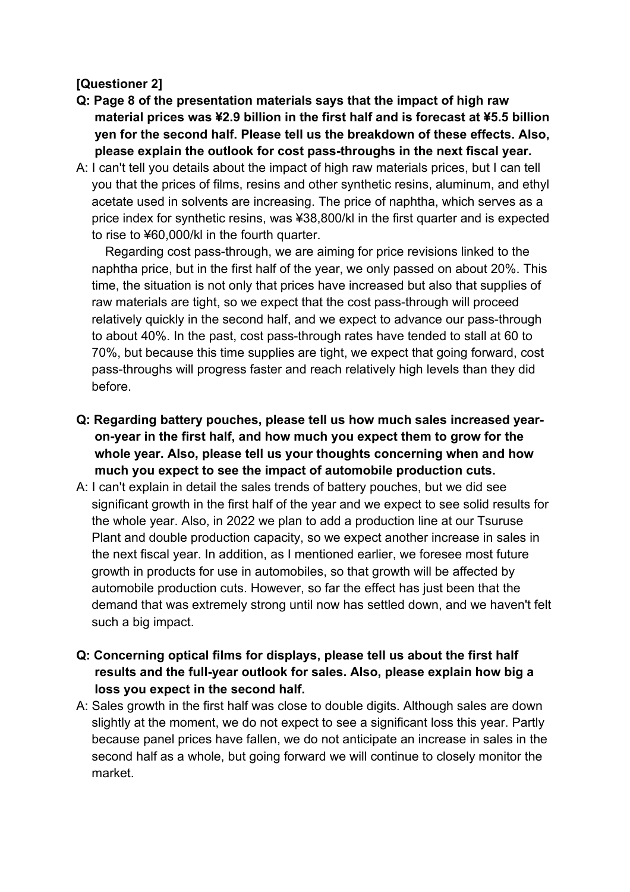**[Questioner 2]**

**Q: Page 8 of the presentation materials says that the impact of high raw material prices was ¥2.9 billion in the first half and is forecast at ¥5.5 billion yen for the second half. Please tell us the breakdown of these effects. Also, please explain the outlook for cost pass-throughs in the next fiscal year.**

A: I can't tell you details about the impact of high raw materials prices, but I can tell you that the prices of films, resins and other synthetic resins, aluminum, and ethyl acetate used in solvents are increasing. The price of naphtha, which serves as a price index for synthetic resins, was ¥38,800/kl in the first quarter and is expected to rise to ¥60,000/kl in the fourth quarter.

Regarding cost pass-through, we are aiming for price revisions linked to the naphtha price, but in the first half of the year, we only passed on about 20%. This time, the situation is not only that prices have increased but also that supplies of raw materials are tight, so we expect that the cost pass-through will proceed relatively quickly in the second half, and we expect to advance our pass-through to about 40%. In the past, cost pass-through rates have tended to stall at 60 to 70%, but because this time supplies are tight, we expect that going forward, cost pass-throughs will progress faster and reach relatively high levels than they did before.

**Q: Regarding battery pouches, please tell us how much sales increased year-on-year in the first half, and how much you expect them to grow for the whole year. Also, please tell us your thoughts concerning when and how much you expect to see the impact of automobile production cuts.**

A: I can't explain in detail the sales trends of battery pouches, but we did see significant growth in the first half of the year and we expect to see solid results for the whole year. Also, in 2022 we plan to add a production line at our Tsuruse Plant and double production capacity, so we expect another increase in sales in the next fiscal year. In addition, as I mentioned earlier, we foresee most future growth in products for use in automobiles, so that growth will be affected by automobile production cuts. However, so far the effect has just been that the demand that was extremely strong until now has settled down, and we haven't felt such a big impact.

**Q: Concerning optical films for displays, please tell us about the first half results and the full-year outlook for sales. Also, please explain how big a loss you expect in the second half.**

A: Sales growth in the first half was close to double digits. Although sales are down slightly at the moment, we do not expect to see a significant loss this year. Partly because panel prices have fallen, we do not anticipate an increase in sales in the second half as a whole, but going forward we will continue to closely monitor the market.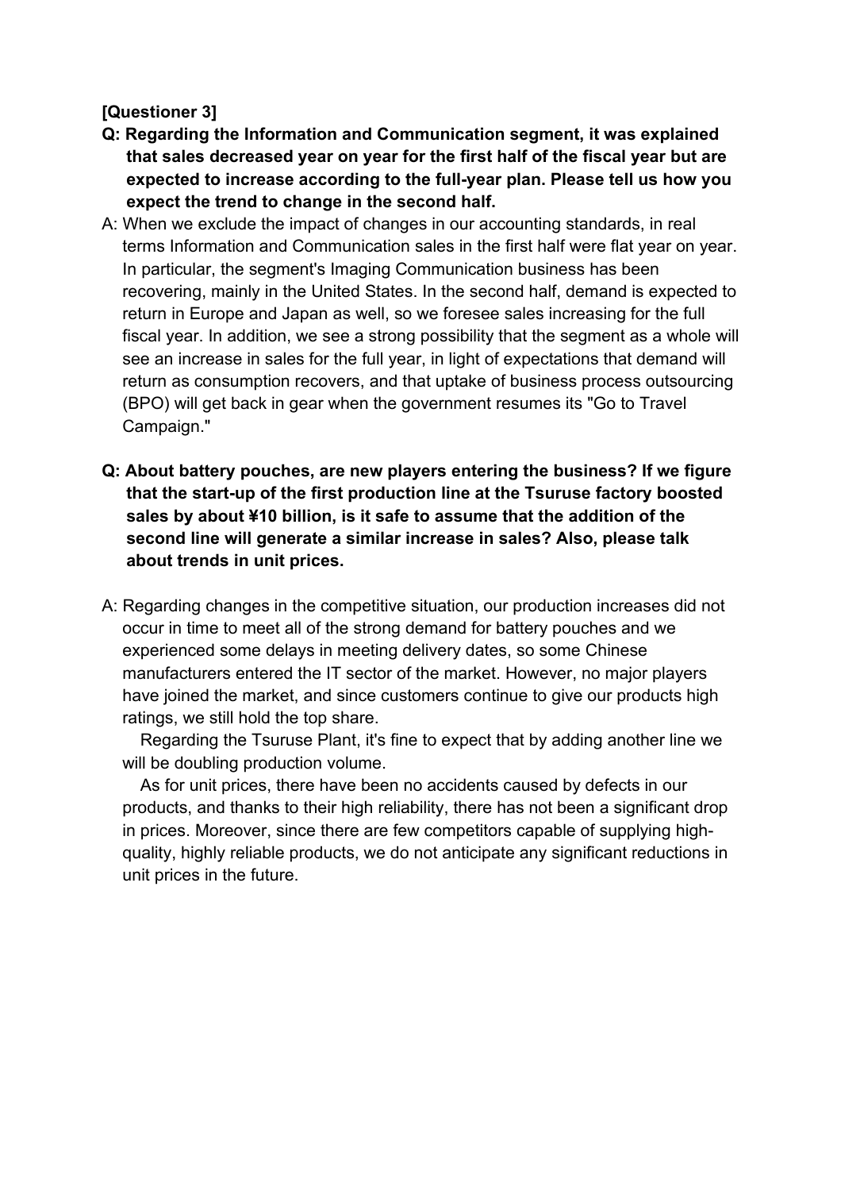**[Questioner 3]**

**Q: Regarding the Information and Communication segment, it was explained that sales decreased year on year for the first half of the fiscal year but are expected to increase according to the full-year plan. Please tell us how you expect the trend to change in the second half.**

A: When we exclude the impact of changes in our accounting standards, in real terms Information and Communication sales in the first half were flat year on year. In particular, the segment's Imaging Communication business has been recovering, mainly in the United States. In the second half, demand is expected to return in Europe and Japan as well, so we foresee sales increasing for the full fiscal year. In addition, we see a strong possibility that the segment as a whole will see an increase in sales for the full year, in light of expectations that demand will return as consumption recovers, and that uptake of business process outsourcing (BPO) will get back in gear when the government resumes its "Go to Travel Campaign."

**Q: About battery pouches, are new players entering the business? If we figure that the start-up of the first production line at the Tsuruse factory boosted sales by about ¥10 billion, is it safe to assume that the addition of the second line will generate a similar increase in sales? Also, please talk about trends in unit prices.**

A: Regarding changes in the competitive situation, our production increases did not occur in time to meet all of the strong demand for battery pouches and we experienced some delays in meeting delivery dates, so some Chinese manufacturers entered the IT sector of the market. However, no major players have joined the market, and since customers continue to give our products high ratings, we still hold the top share.

Regarding the Tsuruse Plant, it's fine to expect that by adding another line we will be doubling production volume.

As for unit prices, there have been no accidents caused by defects in our products, and thanks to their high reliability, there has not been a significant drop in prices. Moreover, since there are few competitors capable of supplying high-quality, highly reliable products, we do not anticipate any significant reductions in unit prices in the future.